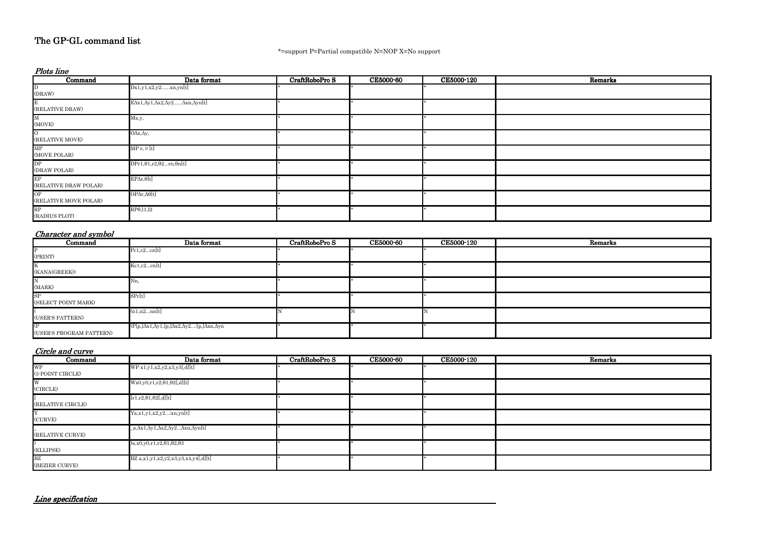# The GP-GL command list

*=support P=Partial compatible N=NOP X=No support

## *Plots line*

| Command | Data format | CraftRoboPro S | CE5000-60 | CE5000-120 | Remarks |
|---|---|---|---|---|---|
| D (DRAW) | Dx1,y1,x2,y2......xn,yn[t] | * | * | * | |
| E (RELATIVE DRAW) | EΔx1,Δy1,Δx2,Δy2......Δxn,Δyn[t] | * | * | * | |
| M (MOVE) | Mx,y, | * | * | * | |
| O (RELATIVE MOVE) | OΔx,Δy, | * | * | * | |
| MP (MOVE POLAR) | MP r, θ [t] | * | * | * | |
| DP (DRAW POLAR) | DPr1,θ1,r2,θ2...rn,θn[t] | * | * | * | |
| EP (RELATIVE DRAW POLAR) | EPΔr,θ[t] | * | * | * | |
| OP (RELATIVE MOVE POLAR) | OPΔr,Δθ[t] | * | * | * | |
| RP (RADIUS PLOT) | RPθ,l1,l2 | * | * | * | |

## *Character and symbol*

| Command | Data format | CraftRoboPro S | CE5000-60 | CE5000-120 | Remarks |
|---|---|---|---|---|---|
| P (PRINT) | Pc1,c2...cn[t] | * | * | * | |
| K (KANA(GREEK)) | Kc1,c2...cn[t] | * | * | * | |
| N (MARK) | Nn, | * | * | * | |
| SP (SELECT POINT MARK) | SPc[t] | * | * | * | |
| ( (USER'S PATTERN) | (n1,n2...nn[t] | N | N | N | |
| (P (USER'S PROGRAM PATTERN) | (P[p,]Δx1,Δy1,[p,]Δx2,Δy2...:[p,]Δxn,Δyn | * | * | * | |

## *Circle and curve*

| Command | Data format | CraftRoboPro S | CE5000-60 | CE5000-120 | Remarks |
|---|---|---|---|---|---|
| WP (3-POINT CIRCLE) | WP x1,y1,x2,y2,x3,y3[,d][t] | * | * | * | |
| W (CIRCLE) | Wx0,y0,r1,r2,θ1,θ2[,d][t] | * | * | * | |
| ] (RELATIVE CIRCLE) | ]r1,r2,θ1,θ2[,d][t] | * | * | * | |
| Y (CURVE) | Ya,x1,y1,x2,y2...:xn,yn[t] | * | * | * | |
| _ (RELATIVE CURVE) | _a,Δx1,Δy1,Δx2,Δy2...Δxn,Δyn[t] | * | * | * | |
| ) (ELLIPSE) | )a,x0,y0,r1,r2,θ1,θ2,θ3 | * | * | * | |
| BZ (BEZIER CURVE) | BZ a,x1,y1,x2,y2,x3,y3,x4,y4[,d][t] | * | * | * | |

## *Line specification*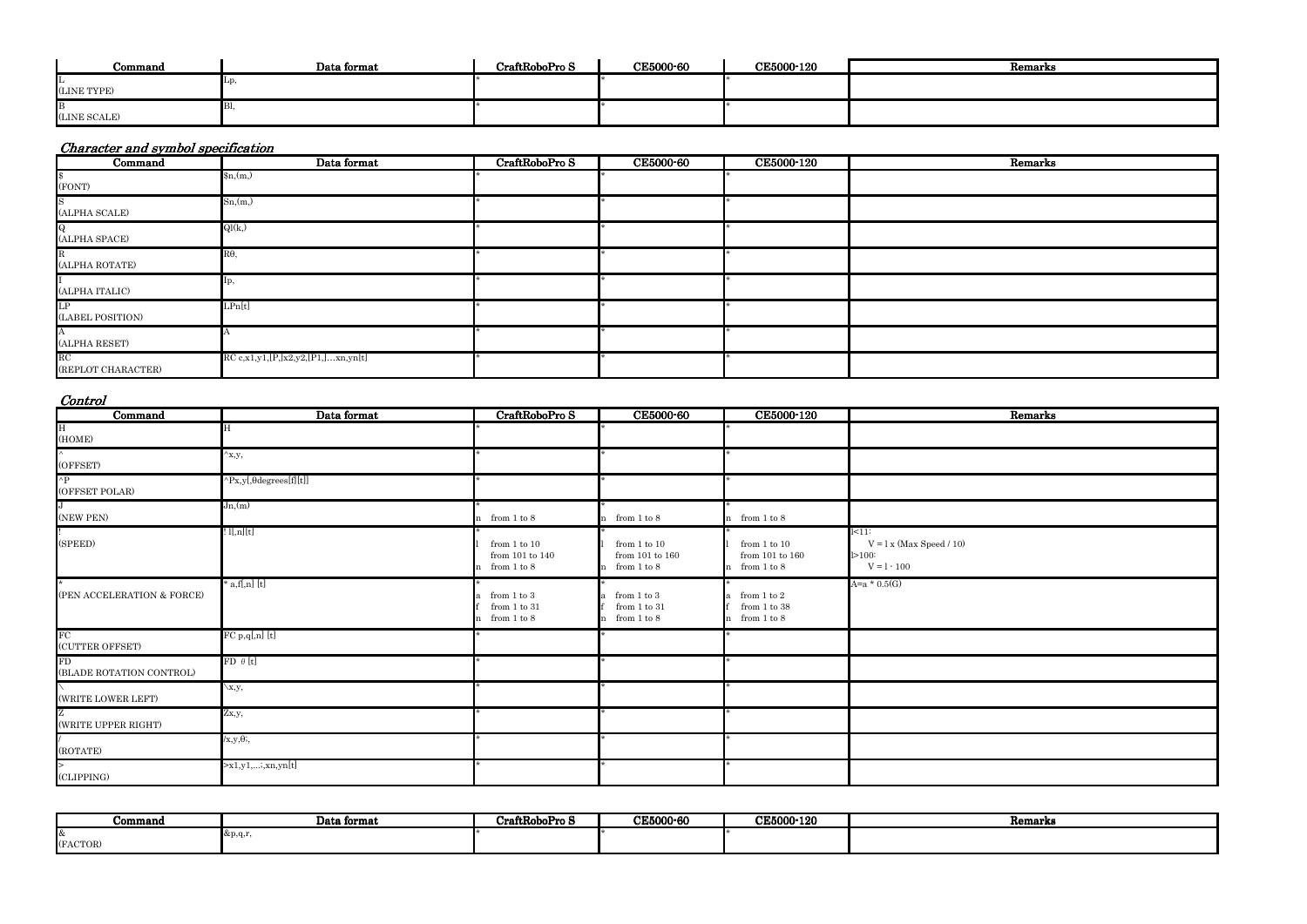| Command | Data format | CraftRoboPro S | CE5000-60 | CE5000-120 | Remarks |
|---|---|---|---|---|---|
| L (LINE TYPE) | Lp, | * | * | * | |
| B (LINE SCALE) | Bl, | * | * | * | |

*Character and symbol specification*

| Command | Data format | CraftRoboPro S | CE5000-60 | CE5000-120 | Remarks |
|---|---|---|---|---|---|
| $ (FONT) | $n,(m,) | * | * | * | |
| S (ALPHA SCALE) | Sn,(m,) | * | * | * | |
| Q (ALPHA SPACE) | Ql(k,) | * | * | * | |
| R (ALPHA ROTATE) | Rθ, | * | * | * | |
| I (ALPHA ITALIC) | Ip, | * | * | * | |
| LP (LABEL POSITION) | LPn[t] | * | * | * | |
| A (ALPHA RESET) | A | * | * | * | |
| RC (REPLOT CHARACTER) | RC c,x1,y1,[P,]x2,y2,[P1,]…xn,yn[t] | * | * | * | |

*Control*

| Command | Data format | CraftRoboPro S | CE5000-60 | CE5000-120 | Remarks |
|---|---|---|---|---|---|
| H (HOME) | H | * | * | * | |
| ^ (OFFSET) | ^x,y, | * | * | * | |
| ^P (OFFSET POLAR) | ^Px,y[,θdegrees[f][t]] | * | * | * | |
| J (NEW PEN) | Jn,(m) | * n from 1 to 8 | * n from 1 to 8 | * n from 1 to 8 | |
| ! (SPEED) | ! l[,n][t] | * l from 1 to 10 from 101 to 140 n from 1 to 8 | * l from 1 to 10 from 101 to 160 n from 1 to 8 | * l from 1 to 10 from 101 to 160 n from 1 to 8 | l<11: V = l x (Max Speed / 10) l>100: V = l - 100 |
| * (PEN ACCELERATION & FORCE) | * a,f[,n] [t] | * a from 1 to 3 f from 1 to 31 n from 1 to 8 | * a from 1 to 3 f from 1 to 31 n from 1 to 8 | * a from 1 to 2 f from 1 to 38 n from 1 to 8 | A=a * 0.5(G) |
| FC (CUTTER OFFSET) | FC p,q[,n] [t] | * | * | * | |
| FD (BLADE ROTATION CONTROL) | FD θ [t] | * | * | * | |
| \ (WRITE LOWER LEFT) | \x,y, | * | * | * | |
| Z (WRITE UPPER RIGHT) | Zx,y, | * | * | * | |
| / (ROTATE) | /x,y,θ:, | * | * | * | |
| > (CLIPPING) | >x1,y1,…:,xn,yn[t] | * | * | * | |

| Command | Data format | CraftRoboPro S | CE5000-60 | CE5000-120 | Remarks |
|---|---|---|---|---|---|
| & (FACTOR) | &p,q,r, | * | * | * | |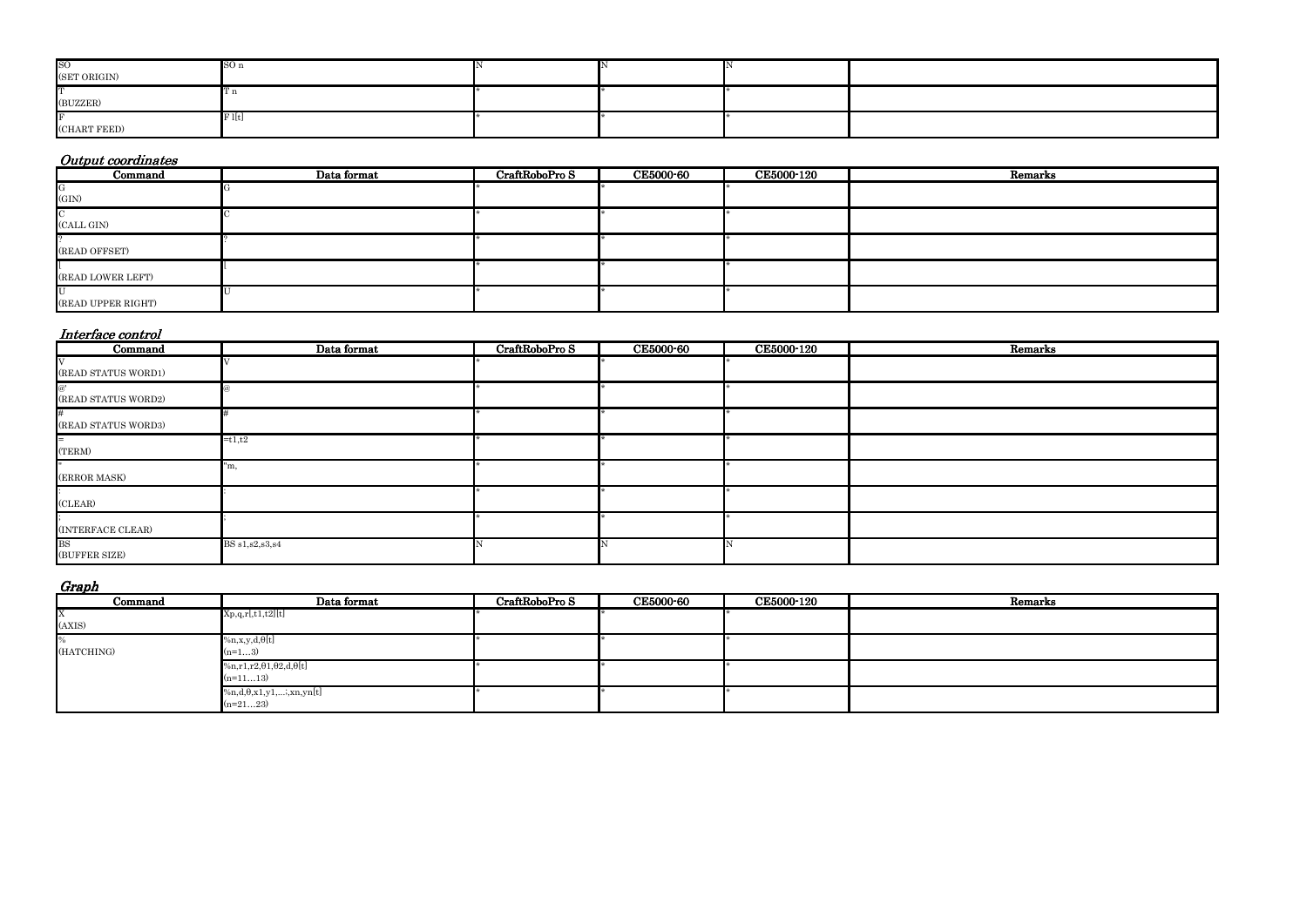| | | | | | |
|---|---|---|---|---|---|
| SO<br>(SET ORIGIN) | SO n | N | N | N | |
| T<br>(BUZZER) | T n | * | * | * | |
| F<br>(CHART FEED) | F l[t] | * | * | * | |

### *Output coordinates*

| Command | Data format | CraftRoboPro S | CE5000-60 | CE5000-120 | Remarks |
|---|---|---|---|---|---|
| G<br>(GIN) | G | * | * | * | |
| C<br>(CALL GIN) | C | * | * | * | |
| ?<br>(READ OFFSET) | ? | * | * | * | |
| [<br>(READ LOWER LEFT) | [ | * | * | * | |
| U<br>(READ UPPER RIGHT) | U | * | * | * | |

### *Interface control*

| Command | Data format | CraftRoboPro S | CE5000-60 | CE5000-120 | Remarks |
|---|---|---|---|---|---|
| V<br>(READ STATUS WORD1) | V | * | * | * | |
| @'<br>(READ STATUS WORD2) | @ | * | * | * | |
| #<br>(READ STATUS WORD3) | # | * | * | * | |
| =<br>(TERM) | =t1,t2 | * | * | * | |
| "<br>(ERROR MASK) | "m, | * | * | * | |
| :<br>(CLEAR) | : | * | * | * | |
| ;<br>(INTERFACE CLEAR) | ; | * | * | * | |
| BS<br>(BUFFER SIZE) | BS s1,s2,s3,s4 | N | N | N | |

### *Graph*

| Command | Data format | CraftRoboPro S | CE5000-60 | CE5000-120 | Remarks |
|---|---|---|---|---|---|
| X<br>(AXIS) | Xp,q,r[,t1,t2][t] | * | * | * | |
| %<br>(HATCHING) | %n,x,y,d,θ[t]<br>(n=1…3) | * | * | * | |
| | %n,r1,r2,θ1,θ2,d,θ[t]<br>(n=11…13) | * | * | * | |
| | %n,d,θ,x1,y1,…:,xn,yn[t]<br>(n=21…23) | * | * | * | |